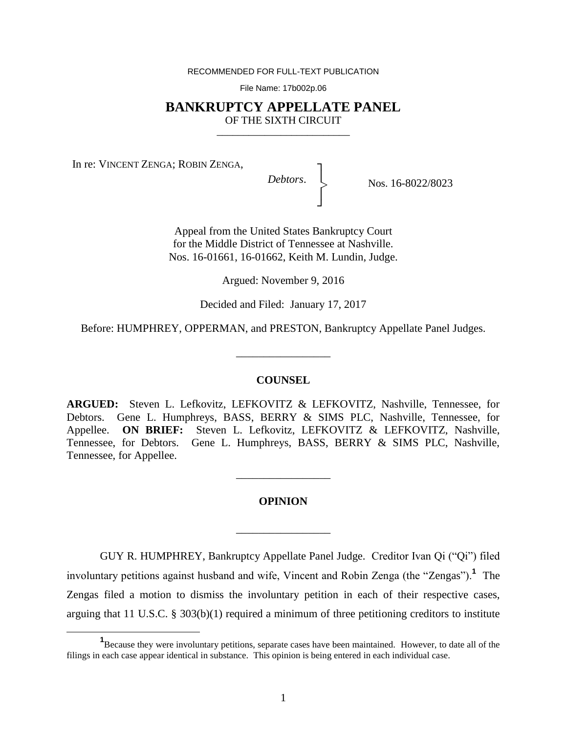RECOMMENDED FOR FULL-TEXT PUBLICATION

File Name: 17b002p.06

# BANKRUPTCY APPELLATE PANEL
OF THE SIXTH CIRCUIT

In re: VINCENT ZENGA; ROBIN ZENGA,

*Debtors*.

Nos. 16-8022/8023

Appeal from the United States Bankruptcy Court
for the Middle District of Tennessee at Nashville.
Nos. 16-01661, 16-01662, Keith M. Lundin, Judge.

Argued: November 9, 2016

Decided and Filed: January 17, 2017

Before: HUMPHREY, OPPERMAN, and PRESTON, Bankruptcy Appellate Panel Judges.

## COUNSEL

**ARGUED:** Steven L. Lefkovitz, LEFKOVITZ & LEFKOVITZ, Nashville, Tennessee, for Debtors. Gene L. Humphreys, BASS, BERRY & SIMS PLC, Nashville, Tennessee, for Appellee. **ON BRIEF:** Steven L. Lefkovitz, LEFKOVITZ & LEFKOVITZ, Nashville, Tennessee, for Debtors. Gene L. Humphreys, BASS, BERRY & SIMS PLC, Nashville, Tennessee, for Appellee.

## OPINION

GUY R. HUMPHREY, Bankruptcy Appellate Panel Judge. Creditor Ivan Qi ("Qi") filed involuntary petitions against husband and wife, Vincent and Robin Zenga (the "Zengas").[1] The Zengas filed a motion to dismiss the involuntary petition in each of their respective cases, arguing that 11 U.S.C. § 303(b)(1) required a minimum of three petitioning creditors to institute

[1] Because they were involuntary petitions, separate cases have been maintained. However, to date all of the filings in each case appear identical in substance. This opinion is being entered in each individual case.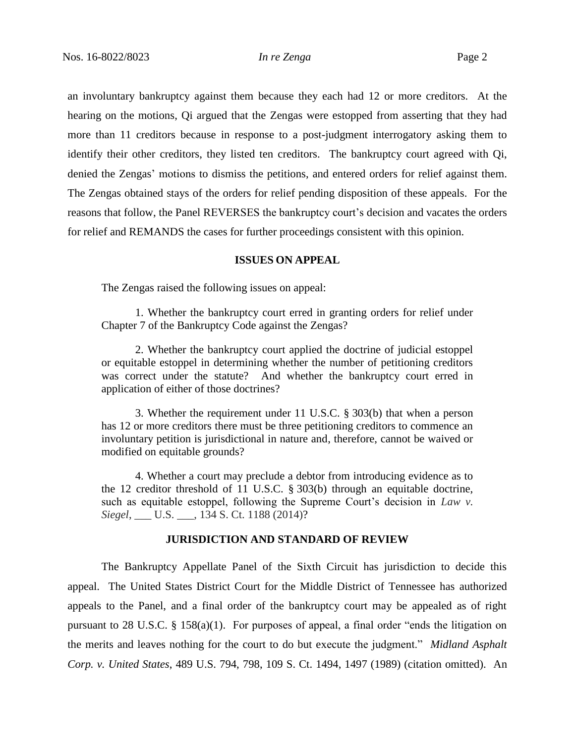an involuntary bankruptcy against them because they each had 12 or more creditors. At the hearing on the motions, Qi argued that the Zengas were estopped from asserting that they had more than 11 creditors because in response to a post-judgment interrogatory asking them to identify their other creditors, they listed ten creditors. The bankruptcy court agreed with Qi, denied the Zengas' motions to dismiss the petitions, and entered orders for relief against them. The Zengas obtained stays of the orders for relief pending disposition of these appeals. For the reasons that follow, the Panel REVERSES the bankruptcy court's decision and vacates the orders for relief and REMANDS the cases for further proceedings consistent with this opinion.

## ISSUES ON APPEAL

The Zengas raised the following issues on appeal:

> 1. Whether the bankruptcy court erred in granting orders for relief under Chapter 7 of the Bankruptcy Code against the Zengas?
>
> 2. Whether the bankruptcy court applied the doctrine of judicial estoppel or equitable estoppel in determining whether the number of petitioning creditors was correct under the statute? And whether the bankruptcy court erred in application of either of those doctrines?
>
> 3. Whether the requirement under 11 U.S.C. § 303(b) that when a person has 12 or more creditors there must be three petitioning creditors to commence an involuntary petition is jurisdictional in nature and, therefore, cannot be waived or modified on equitable grounds?
>
> 4. Whether a court may preclude a debtor from introducing evidence as to the 12 creditor threshold of 11 U.S.C. § 303(b) through an equitable doctrine, such as equitable estoppel, following the Supreme Court's decision in *Law v. Siegel*, ___ U.S. ___, 134 S. Ct. 1188 (2014)?

## JURISDICTION AND STANDARD OF REVIEW

The Bankruptcy Appellate Panel of the Sixth Circuit has jurisdiction to decide this appeal. The United States District Court for the Middle District of Tennessee has authorized appeals to the Panel, and a final order of the bankruptcy court may be appealed as of right pursuant to 28 U.S.C. § 158(a)(1). For purposes of appeal, a final order "ends the litigation on the merits and leaves nothing for the court to do but execute the judgment." *Midland Asphalt Corp. v. United States*, 489 U.S. 794, 798, 109 S. Ct. 1494, 1497 (1989) (citation omitted). An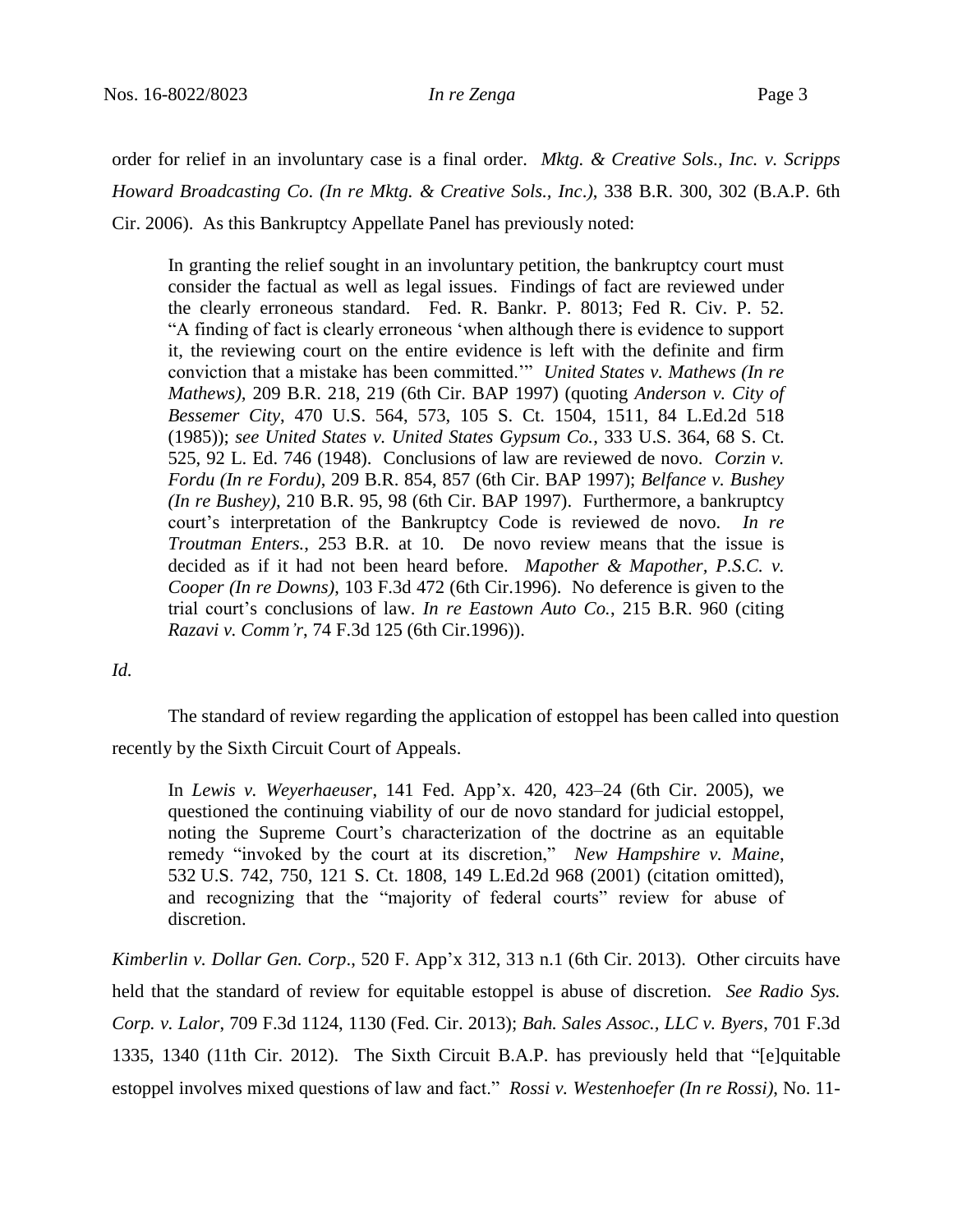order for relief in an involuntary case is a final order. *Mktg. & Creative Sols., Inc. v. Scripps Howard Broadcasting Co. (In re Mktg. & Creative Sols., Inc.)*, 338 B.R. 300, 302 (B.A.P. 6th Cir. 2006). As this Bankruptcy Appellate Panel has previously noted:

> In granting the relief sought in an involuntary petition, the bankruptcy court must consider the factual as well as legal issues. Findings of fact are reviewed under the clearly erroneous standard. Fed. R. Bankr. P. 8013; Fed R. Civ. P. 52. "A finding of fact is clearly erroneous 'when although there is evidence to support it, the reviewing court on the entire evidence is left with the definite and firm conviction that a mistake has been committed.'" *United States v. Mathews (In re Mathews)*, 209 B.R. 218, 219 (6th Cir. BAP 1997) (quoting *Anderson v. City of Bessemer City*, 470 U.S. 564, 573, 105 S. Ct. 1504, 1511, 84 L.Ed.2d 518 (1985)); *see United States v. United States Gypsum Co.*, 333 U.S. 364, 68 S. Ct. 525, 92 L. Ed. 746 (1948). Conclusions of law are reviewed de novo. *Corzin v. Fordu (In re Fordu)*, 209 B.R. 854, 857 (6th Cir. BAP 1997); *Belfance v. Bushey (In re Bushey)*, 210 B.R. 95, 98 (6th Cir. BAP 1997). Furthermore, a bankruptcy court's interpretation of the Bankruptcy Code is reviewed de novo. *In re Troutman Enters.*, 253 B.R. at 10. De novo review means that the issue is decided as if it had not been heard before. *Mapother & Mapother, P.S.C. v. Cooper (In re Downs)*, 103 F.3d 472 (6th Cir.1996). No deference is given to the trial court's conclusions of law. *In re Eastown Auto Co.*, 215 B.R. 960 (citing *Razavi v. Comm'r*, 74 F.3d 125 (6th Cir.1996)).

*Id.*

The standard of review regarding the application of estoppel has been called into question recently by the Sixth Circuit Court of Appeals.

> In *Lewis v. Weyerhaeuser*, 141 Fed. App'x. 420, 423–24 (6th Cir. 2005), we questioned the continuing viability of our de novo standard for judicial estoppel, noting the Supreme Court's characterization of the doctrine as an equitable remedy "invoked by the court at its discretion," *New Hampshire v. Maine*, 532 U.S. 742, 750, 121 S. Ct. 1808, 149 L.Ed.2d 968 (2001) (citation omitted), and recognizing that the "majority of federal courts" review for abuse of discretion.

*Kimberlin v. Dollar Gen. Corp.*, 520 F. App'x 312, 313 n.1 (6th Cir. 2013). Other circuits have held that the standard of review for equitable estoppel is abuse of discretion. *See Radio Sys. Corp. v. Lalor*, 709 F.3d 1124, 1130 (Fed. Cir. 2013); *Bah. Sales Assoc., LLC v. Byers*, 701 F.3d 1335, 1340 (11th Cir. 2012). The Sixth Circuit B.A.P. has previously held that "[e]quitable estoppel involves mixed questions of law and fact." *Rossi v. Westenhoefer (In re Rossi)*, No. 11-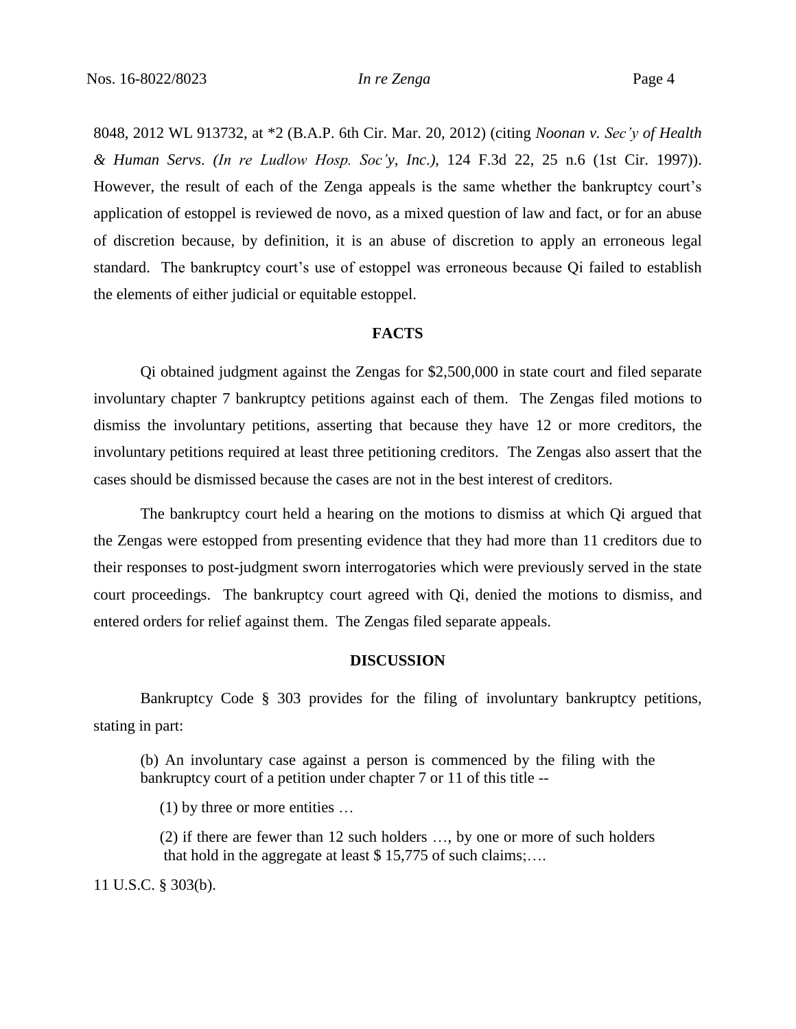8048, 2012 WL 913732, at *2 (B.A.P. 6th Cir. Mar. 20, 2012) (citing *Noonan v. Sec'y of Health & Human Servs. (In re Ludlow Hosp. Soc'y, Inc.)*, 124 F.3d 22, 25 n.6 (1st Cir. 1997)). However, the result of each of the Zenga appeals is the same whether the bankruptcy court's application of estoppel is reviewed de novo, as a mixed question of law and fact, or for an abuse of discretion because, by definition, it is an abuse of discretion to apply an erroneous legal standard. The bankruptcy court's use of estoppel was erroneous because Qi failed to establish the elements of either judicial or equitable estoppel.

## FACTS

Qi obtained judgment against the Zengas for $2,500,000 in state court and filed separate involuntary chapter 7 bankruptcy petitions against each of them. The Zengas filed motions to dismiss the involuntary petitions, asserting that because they have 12 or more creditors, the involuntary petitions required at least three petitioning creditors. The Zengas also assert that the cases should be dismissed because the cases are not in the best interest of creditors.

The bankruptcy court held a hearing on the motions to dismiss at which Qi argued that the Zengas were estopped from presenting evidence that they had more than 11 creditors due to their responses to post-judgment sworn interrogatories which were previously served in the state court proceedings. The bankruptcy court agreed with Qi, denied the motions to dismiss, and entered orders for relief against them. The Zengas filed separate appeals.

## DISCUSSION

Bankruptcy Code § 303 provides for the filing of involuntary bankruptcy petitions, stating in part:

> (b) An involuntary case against a person is commenced by the filing with the bankruptcy court of a petition under chapter 7 or 11 of this title --
>
> (1) by three or more entities …
>
> (2) if there are fewer than 12 such holders …, by one or more of such holders that hold in the aggregate at least $ 15,775 of such claims;….

11 U.S.C. § 303(b).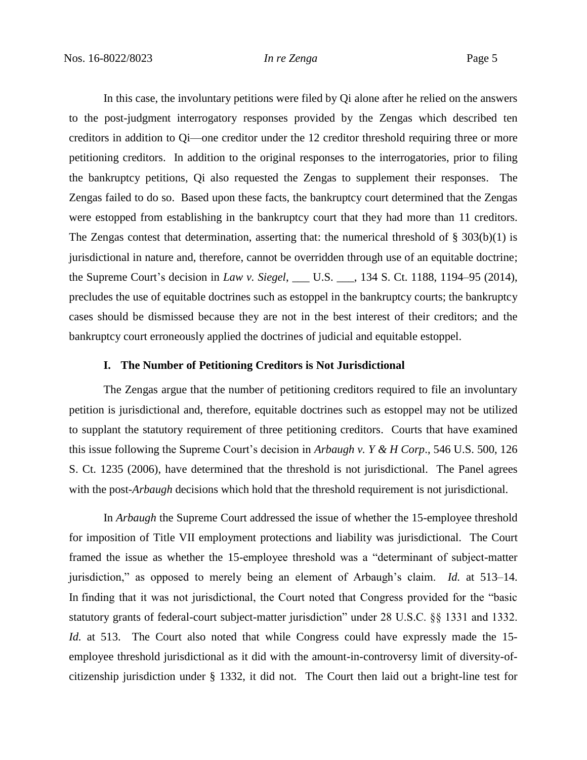In this case, the involuntary petitions were filed by Qi alone after he relied on the answers to the post-judgment interrogatory responses provided by the Zengas which described ten creditors in addition to Qi—one creditor under the 12 creditor threshold requiring three or more petitioning creditors. In addition to the original responses to the interrogatories, prior to filing the bankruptcy petitions, Qi also requested the Zengas to supplement their responses. The Zengas failed to do so. Based upon these facts, the bankruptcy court determined that the Zengas were estopped from establishing in the bankruptcy court that they had more than 11 creditors. The Zengas contest that determination, asserting that: the numerical threshold of § 303(b)(1) is jurisdictional in nature and, therefore, cannot be overridden through use of an equitable doctrine; the Supreme Court's decision in *Law v. Siegel*, ___ U.S. ___, 134 S. Ct. 1188, 1194–95 (2014), precludes the use of equitable doctrines such as estoppel in the bankruptcy courts; the bankruptcy cases should be dismissed because they are not in the best interest of their creditors; and the bankruptcy court erroneously applied the doctrines of judicial and equitable estoppel.

### I. The Number of Petitioning Creditors is Not Jurisdictional

The Zengas argue that the number of petitioning creditors required to file an involuntary petition is jurisdictional and, therefore, equitable doctrines such as estoppel may not be utilized to supplant the statutory requirement of three petitioning creditors. Courts that have examined this issue following the Supreme Court's decision in *Arbaugh v. Y & H Corp*., 546 U.S. 500, 126 S. Ct. 1235 (2006), have determined that the threshold is not jurisdictional. The Panel agrees with the post-*Arbaugh* decisions which hold that the threshold requirement is not jurisdictional.

In *Arbaugh* the Supreme Court addressed the issue of whether the 15-employee threshold for imposition of Title VII employment protections and liability was jurisdictional. The Court framed the issue as whether the 15-employee threshold was a "determinant of subject-matter jurisdiction," as opposed to merely being an element of Arbaugh's claim. *Id.* at 513–14. In finding that it was not jurisdictional, the Court noted that Congress provided for the "basic statutory grants of federal-court subject-matter jurisdiction" under 28 U.S.C. §§ 1331 and 1332. *Id.* at 513. The Court also noted that while Congress could have expressly made the 15-employee threshold jurisdictional as it did with the amount-in-controversy limit of diversity-of-citizenship jurisdiction under § 1332, it did not. The Court then laid out a bright-line test for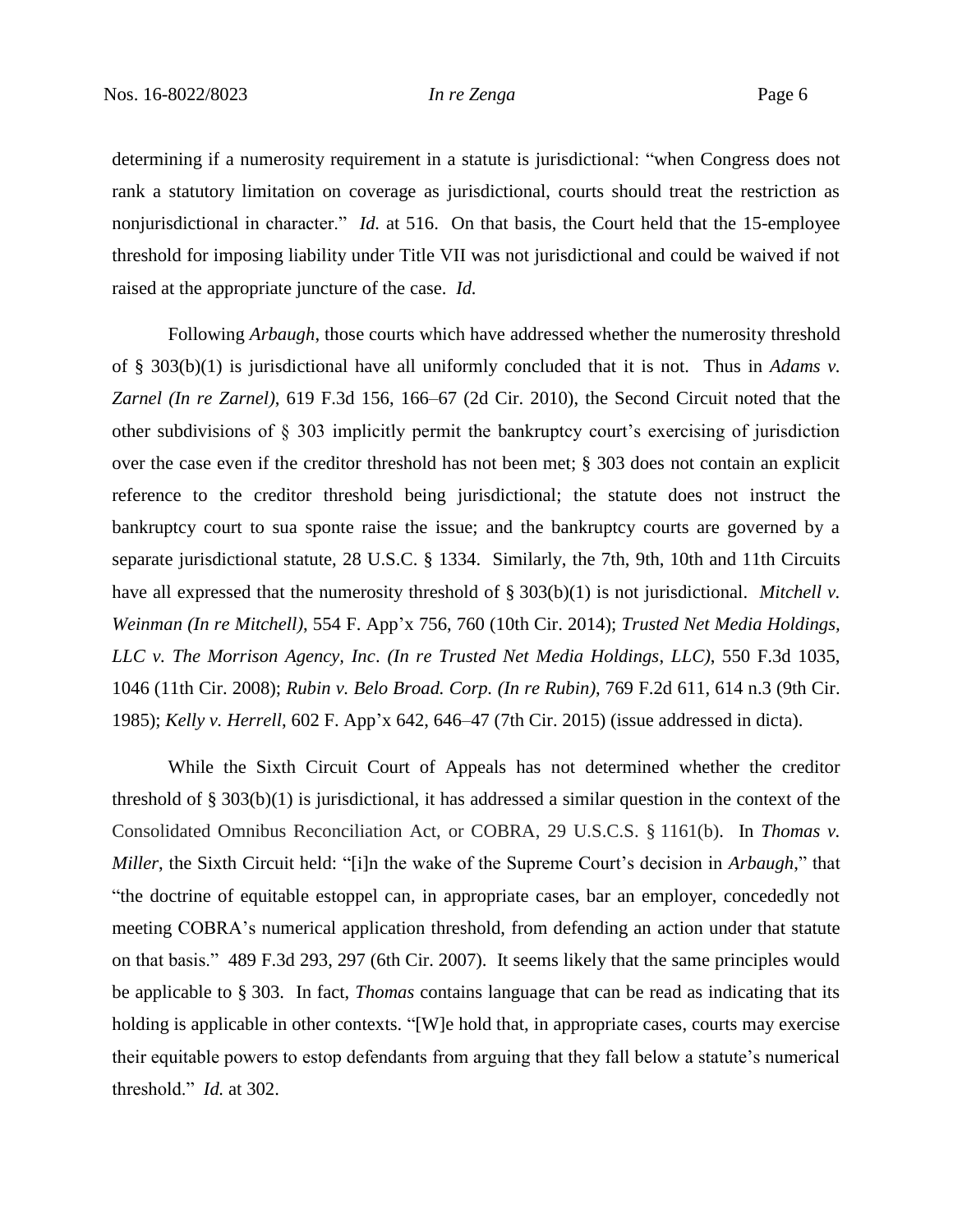determining if a numerosity requirement in a statute is jurisdictional: "when Congress does not rank a statutory limitation on coverage as jurisdictional, courts should treat the restriction as nonjurisdictional in character." *Id.* at 516. On that basis, the Court held that the 15-employee threshold for imposing liability under Title VII was not jurisdictional and could be waived if not raised at the appropriate juncture of the case. *Id.*

Following *Arbaugh*, those courts which have addressed whether the numerosity threshold of § 303(b)(1) is jurisdictional have all uniformly concluded that it is not. Thus in *Adams v. Zarnel (In re Zarnel)*, 619 F.3d 156, 166–67 (2d Cir. 2010), the Second Circuit noted that the other subdivisions of § 303 implicitly permit the bankruptcy court's exercising of jurisdiction over the case even if the creditor threshold has not been met; § 303 does not contain an explicit reference to the creditor threshold being jurisdictional; the statute does not instruct the bankruptcy court to sua sponte raise the issue; and the bankruptcy courts are governed by a separate jurisdictional statute, 28 U.S.C. § 1334. Similarly, the 7th, 9th, 10th and 11th Circuits have all expressed that the numerosity threshold of § 303(b)(1) is not jurisdictional. *Mitchell v. Weinman (In re Mitchell)*, 554 F. App'x 756, 760 (10th Cir. 2014); *Trusted Net Media Holdings, LLC v. The Morrison Agency, Inc*. *(In re Trusted Net Media Holdings*, *LLC)*, 550 F.3d 1035, 1046 (11th Cir. 2008); *Rubin v. Belo Broad. Corp. (In re Rubin)*, 769 F.2d 611, 614 n.3 (9th Cir. 1985); *Kelly v. Herrell*, 602 F. App'x 642, 646–47 (7th Cir. 2015) (issue addressed in dicta).

While the Sixth Circuit Court of Appeals has not determined whether the creditor threshold of § 303(b)(1) is jurisdictional, it has addressed a similar question in the context of the Consolidated Omnibus Reconciliation Act, or COBRA, 29 U.S.C.S. § 1161(b). In *Thomas v. Miller*, the Sixth Circuit held: "[i]n the wake of the Supreme Court's decision in *Arbaugh*," that "the doctrine of equitable estoppel can, in appropriate cases, bar an employer, concededly not meeting COBRA's numerical application threshold, from defending an action under that statute on that basis." 489 F.3d 293, 297 (6th Cir. 2007). It seems likely that the same principles would be applicable to § 303. In fact, *Thomas* contains language that can be read as indicating that its holding is applicable in other contexts. "[W]e hold that, in appropriate cases, courts may exercise their equitable powers to estop defendants from arguing that they fall below a statute's numerical threshold." *Id.* at 302.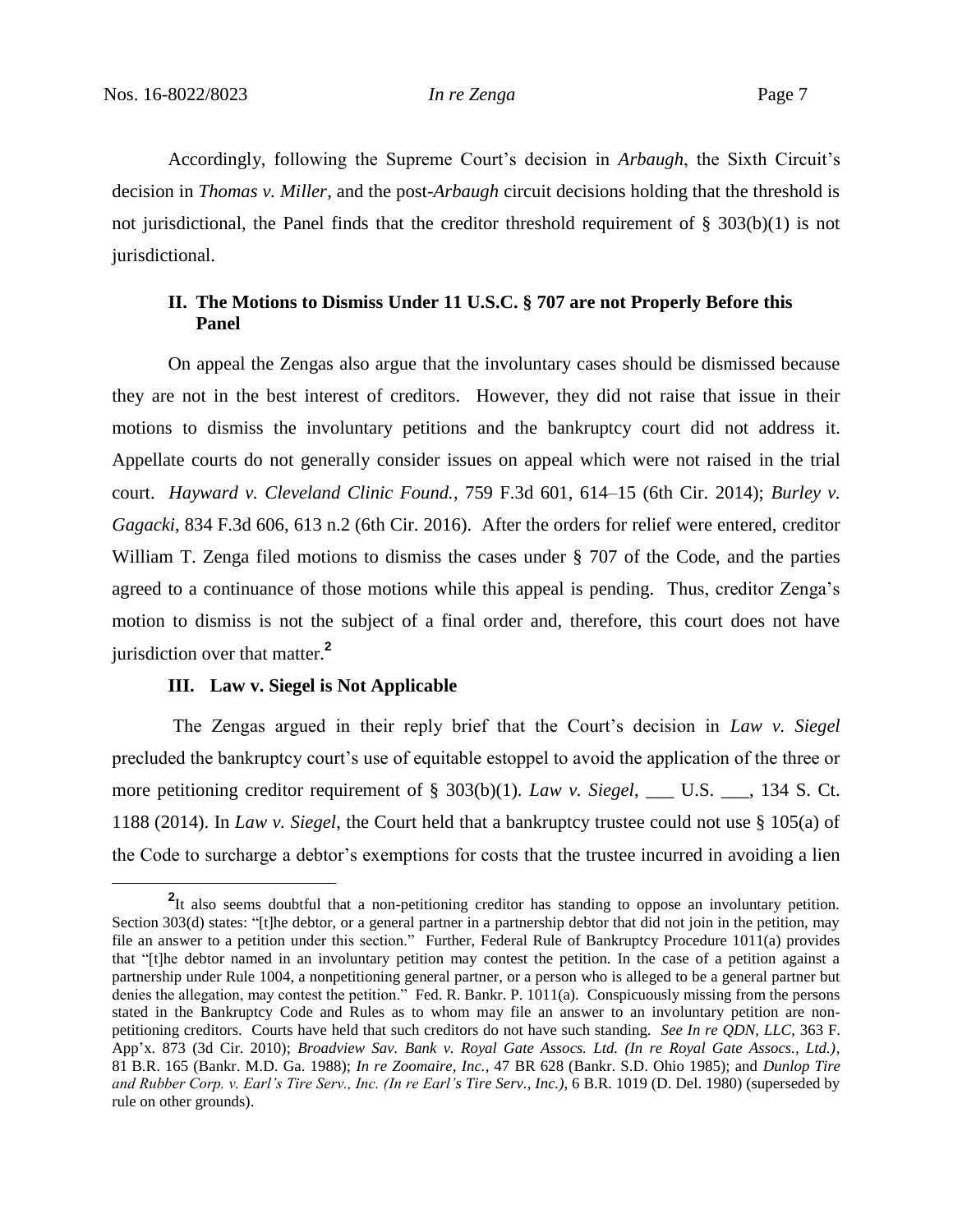Accordingly, following the Supreme Court's decision in *Arbaugh*, the Sixth Circuit's decision in *Thomas v. Miller*, and the post-*Arbaugh* circuit decisions holding that the threshold is not jurisdictional, the Panel finds that the creditor threshold requirement of § 303(b)(1) is not jurisdictional.

## II. The Motions to Dismiss Under 11 U.S.C. § 707 are not Properly Before this Panel

On appeal the Zengas also argue that the involuntary cases should be dismissed because they are not in the best interest of creditors. However, they did not raise that issue in their motions to dismiss the involuntary petitions and the bankruptcy court did not address it. Appellate courts do not generally consider issues on appeal which were not raised in the trial court. *Hayward v. Cleveland Clinic Found.*, 759 F.3d 601, 614–15 (6th Cir. 2014); *Burley v. Gagacki*, 834 F.3d 606, 613 n.2 (6th Cir. 2016). After the orders for relief were entered, creditor William T. Zenga filed motions to dismiss the cases under § 707 of the Code, and the parties agreed to a continuance of those motions while this appeal is pending. Thus, creditor Zenga's motion to dismiss is not the subject of a final order and, therefore, this court does not have jurisdiction over that matter.[2]

## III. Law v. Siegel is Not Applicable

The Zengas argued in their reply brief that the Court's decision in *Law v. Siegel* precluded the bankruptcy court's use of equitable estoppel to avoid the application of the three or more petitioning creditor requirement of § 303(b)(1). *Law v. Siegel*, ___ U.S. ___, 134 S. Ct. 1188 (2014). In *Law v. Siegel*, the Court held that a bankruptcy trustee could not use § 105(a) of the Code to surcharge a debtor's exemptions for costs that the trustee incurred in avoiding a lien

---

[2] It also seems doubtful that a non-petitioning creditor has standing to oppose an involuntary petition. Section 303(d) states: "[t]he debtor, or a general partner in a partnership debtor that did not join in the petition, may file an answer to a petition under this section." Further, Federal Rule of Bankruptcy Procedure 1011(a) provides that "[t]he debtor named in an involuntary petition may contest the petition. In the case of a petition against a partnership under Rule 1004, a nonpetitioning general partner, or a person who is alleged to be a general partner but denies the allegation, may contest the petition." Fed. R. Bankr. P. 1011(a). Conspicuously missing from the persons stated in the Bankruptcy Code and Rules as to whom may file an answer to an involuntary petition are non-petitioning creditors. Courts have held that such creditors do not have such standing. *See In re QDN, LLC*, 363 F. App'x. 873 (3d Cir. 2010); *Broadview Sav. Bank v. Royal Gate Assocs. Ltd. (In re Royal Gate Assocs., Ltd.)*, 81 B.R. 165 (Bankr. M.D. Ga. 1988); *In re Zoomaire, Inc.*, 47 BR 628 (Bankr. S.D. Ohio 1985); and *Dunlop Tire and Rubber Corp. v. Earl's Tire Serv., Inc. (In re Earl's Tire Serv., Inc.)*, 6 B.R. 1019 (D. Del. 1980) (superseded by rule on other grounds).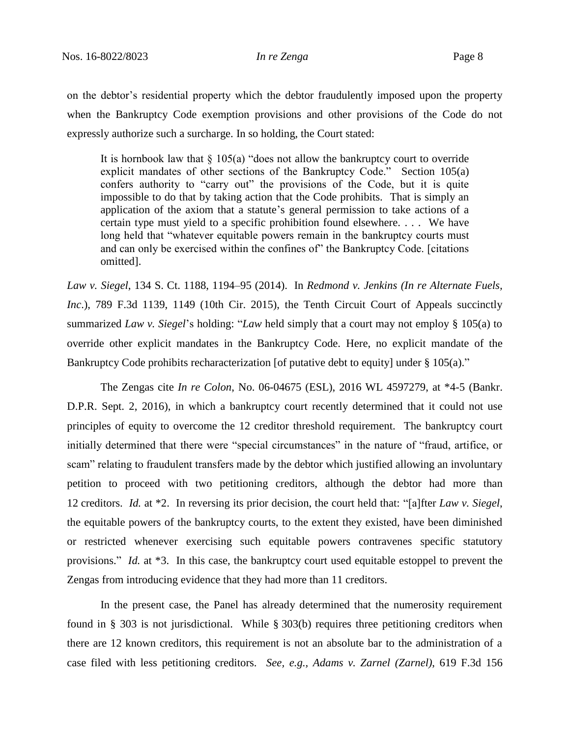on the debtor's residential property which the debtor fraudulently imposed upon the property when the Bankruptcy Code exemption provisions and other provisions of the Code do not expressly authorize such a surcharge. In so holding, the Court stated:

> It is hornbook law that § 105(a) "does not allow the bankruptcy court to override explicit mandates of other sections of the Bankruptcy Code." Section 105(a) confers authority to "carry out" the provisions of the Code, but it is quite impossible to do that by taking action that the Code prohibits. That is simply an application of the axiom that a statute's general permission to take actions of a certain type must yield to a specific prohibition found elsewhere. . . . We have long held that "whatever equitable powers remain in the bankruptcy courts must and can only be exercised within the confines of" the Bankruptcy Code. [citations omitted].

*Law v. Siegel*, 134 S. Ct. 1188, 1194–95 (2014). In *Redmond v. Jenkins (In re Alternate Fuels, Inc.)*, 789 F.3d 1139, 1149 (10th Cir. 2015), the Tenth Circuit Court of Appeals succinctly summarized *Law v. Siegel*'s holding: "*Law* held simply that a court may not employ § 105(a) to override other explicit mandates in the Bankruptcy Code. Here, no explicit mandate of the Bankruptcy Code prohibits recharacterization [of putative debt to equity] under § 105(a)."

The Zengas cite *In re Colon*, No. 06-04675 (ESL), 2016 WL 4597279, at *4-5 (Bankr. D.P.R. Sept. 2, 2016), in which a bankruptcy court recently determined that it could not use principles of equity to overcome the 12 creditor threshold requirement. The bankruptcy court initially determined that there were "special circumstances" in the nature of "fraud, artifice, or scam" relating to fraudulent transfers made by the debtor which justified allowing an involuntary petition to proceed with two petitioning creditors, although the debtor had more than 12 creditors. *Id.* at *2. In reversing its prior decision, the court held that: "[a]fter *Law v. Siegel*, the equitable powers of the bankruptcy courts, to the extent they existed, have been diminished or restricted whenever exercising such equitable powers contravenes specific statutory provisions." *Id.* at *3. In this case, the bankruptcy court used equitable estoppel to prevent the Zengas from introducing evidence that they had more than 11 creditors.

In the present case, the Panel has already determined that the numerosity requirement found in § 303 is not jurisdictional. While § 303(b) requires three petitioning creditors when there are 12 known creditors, this requirement is not an absolute bar to the administration of a case filed with less petitioning creditors. *See, e.g.*, *Adams v. Zarnel (Zarnel)*, 619 F.3d 156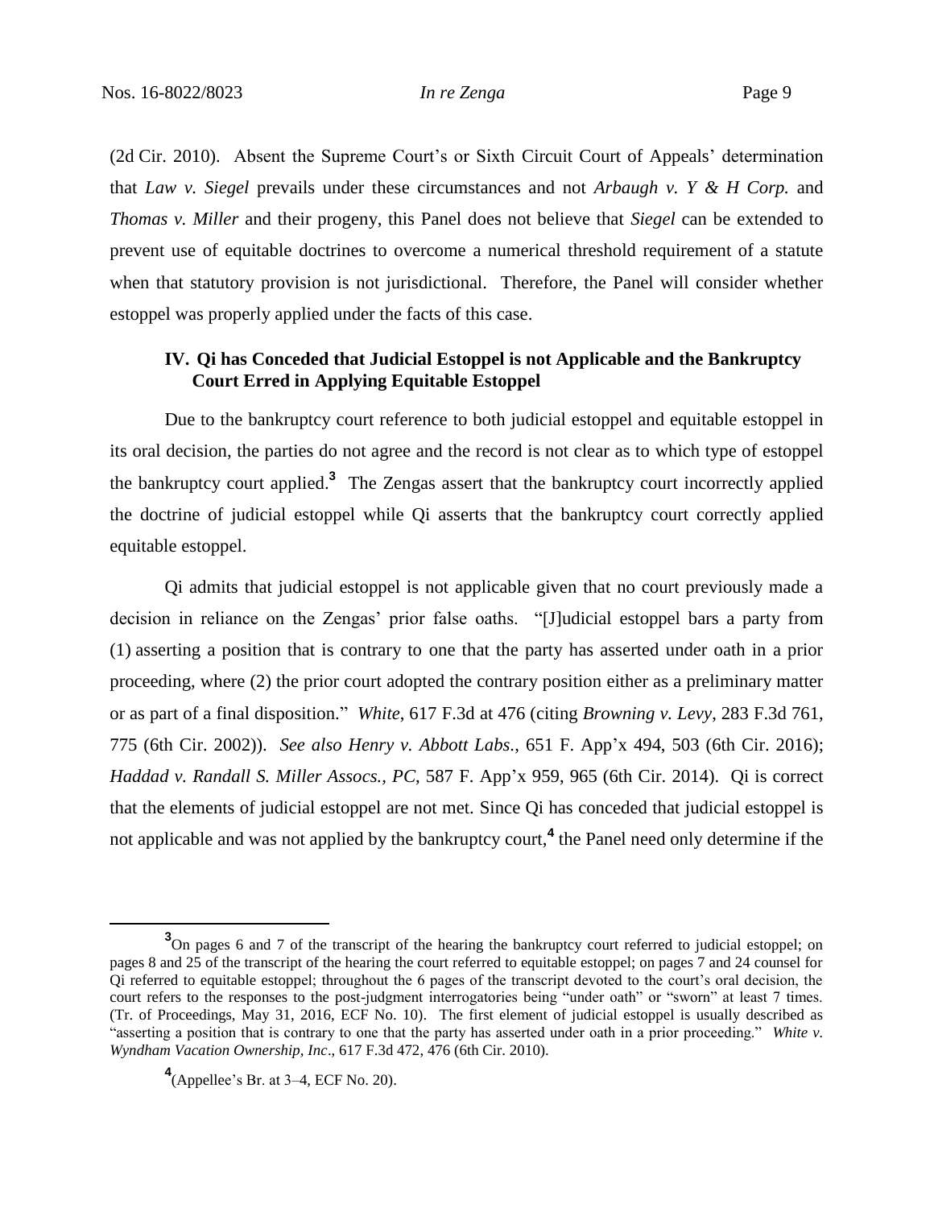(2d Cir. 2010). Absent the Supreme Court's or Sixth Circuit Court of Appeals' determination that *Law v. Siegel* prevails under these circumstances and not *Arbaugh v. Y & H Corp.* and *Thomas v. Miller* and their progeny, this Panel does not believe that *Siegel* can be extended to prevent use of equitable doctrines to overcome a numerical threshold requirement of a statute when that statutory provision is not jurisdictional. Therefore, the Panel will consider whether estoppel was properly applied under the facts of this case.

## IV. Qi has Conceded that Judicial Estoppel is not Applicable and the Bankruptcy Court Erred in Applying Equitable Estoppel

Due to the bankruptcy court reference to both judicial estoppel and equitable estoppel in its oral decision, the parties do not agree and the record is not clear as to which type of estoppel the bankruptcy court applied.[3] The Zengas assert that the bankruptcy court incorrectly applied the doctrine of judicial estoppel while Qi asserts that the bankruptcy court correctly applied equitable estoppel.

Qi admits that judicial estoppel is not applicable given that no court previously made a decision in reliance on the Zengas' prior false oaths. "[J]udicial estoppel bars a party from (1) asserting a position that is contrary to one that the party has asserted under oath in a prior proceeding, where (2) the prior court adopted the contrary position either as a preliminary matter or as part of a final disposition." *White*, 617 F.3d at 476 (citing *Browning v. Levy*, 283 F.3d 761, 775 (6th Cir. 2002)). *See also Henry v. Abbott Labs.*, 651 F. App'x 494, 503 (6th Cir. 2016); *Haddad v. Randall S. Miller Assocs., PC*, 587 F. App'x 959, 965 (6th Cir. 2014). Qi is correct that the elements of judicial estoppel are not met. Since Qi has conceded that judicial estoppel is not applicable and was not applied by the bankruptcy court,[4] the Panel need only determine if the

---

[3] On pages 6 and 7 of the transcript of the hearing the bankruptcy court referred to judicial estoppel; on pages 8 and 25 of the transcript of the hearing the court referred to equitable estoppel; on pages 7 and 24 counsel for Qi referred to equitable estoppel; throughout the 6 pages of the transcript devoted to the court's oral decision, the court refers to the responses to the post-judgment interrogatories being "under oath" or "sworn" at least 7 times. (Tr. of Proceedings, May 31, 2016, ECF No. 10). The first element of judicial estoppel is usually described as "asserting a position that is contrary to one that the party has asserted under oath in a prior proceeding." *White v. Wyndham Vacation Ownership, Inc*., 617 F.3d 472, 476 (6th Cir. 2010).

[4] (Appellee's Br. at 3–4, ECF No. 20).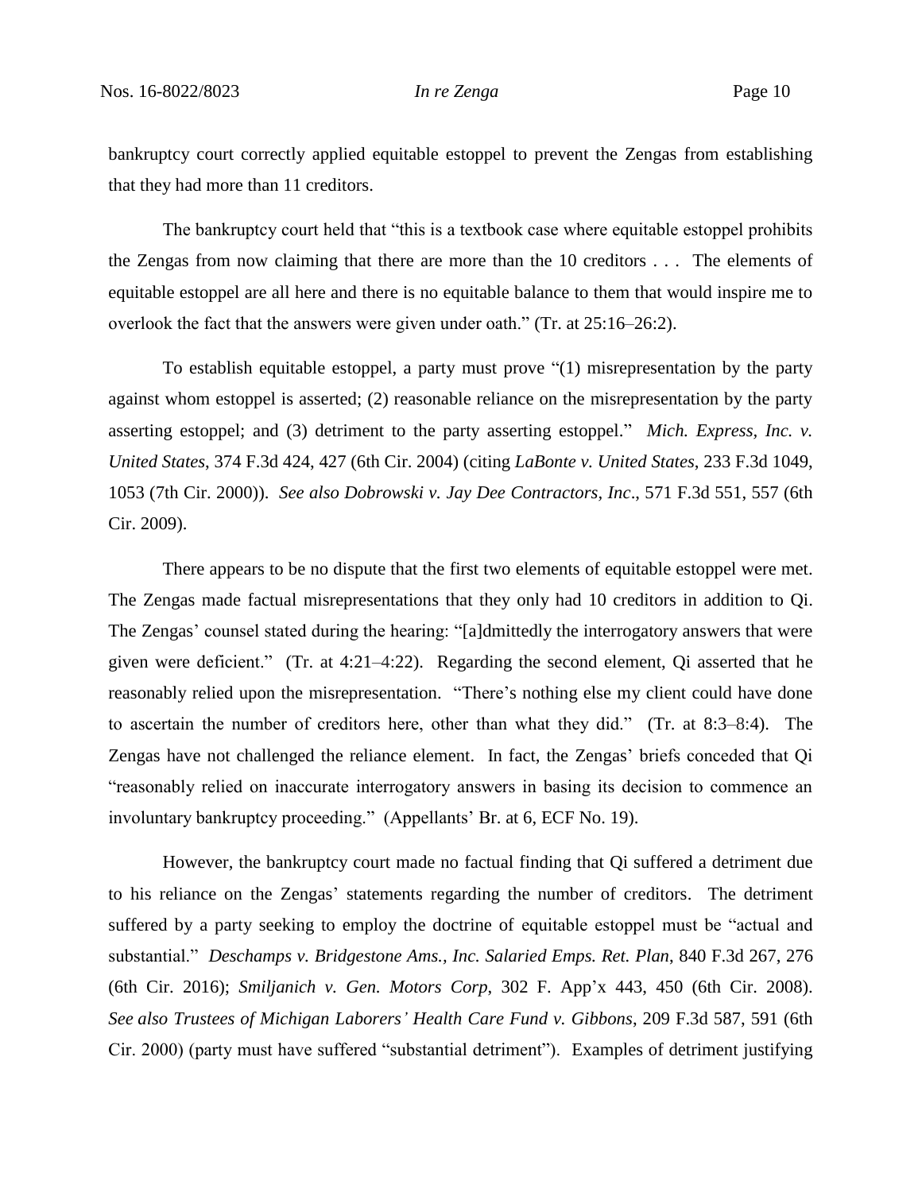bankruptcy court correctly applied equitable estoppel to prevent the Zengas from establishing that they had more than 11 creditors.

The bankruptcy court held that "this is a textbook case where equitable estoppel prohibits the Zengas from now claiming that there are more than the 10 creditors . . . The elements of equitable estoppel are all here and there is no equitable balance to them that would inspire me to overlook the fact that the answers were given under oath." (Tr. at 25:16–26:2).

To establish equitable estoppel, a party must prove "(1) misrepresentation by the party against whom estoppel is asserted; (2) reasonable reliance on the misrepresentation by the party asserting estoppel; and (3) detriment to the party asserting estoppel." *Mich. Express, Inc. v. United States*, 374 F.3d 424, 427 (6th Cir. 2004) (citing *LaBonte v. United States*, 233 F.3d 1049, 1053 (7th Cir. 2000)). *See also Dobrowski v. Jay Dee Contractors, Inc*., 571 F.3d 551, 557 (6th Cir. 2009).

There appears to be no dispute that the first two elements of equitable estoppel were met. The Zengas made factual misrepresentations that they only had 10 creditors in addition to Qi. The Zengas' counsel stated during the hearing: "[a]dmittedly the interrogatory answers that were given were deficient." (Tr. at 4:21–4:22). Regarding the second element, Qi asserted that he reasonably relied upon the misrepresentation. "There's nothing else my client could have done to ascertain the number of creditors here, other than what they did." (Tr. at 8:3–8:4). The Zengas have not challenged the reliance element. In fact, the Zengas' briefs conceded that Qi "reasonably relied on inaccurate interrogatory answers in basing its decision to commence an involuntary bankruptcy proceeding." (Appellants' Br. at 6, ECF No. 19).

However, the bankruptcy court made no factual finding that Qi suffered a detriment due to his reliance on the Zengas' statements regarding the number of creditors. The detriment suffered by a party seeking to employ the doctrine of equitable estoppel must be "actual and substantial." *Deschamps v. Bridgestone Ams., Inc. Salaried Emps. Ret. Plan*, 840 F.3d 267, 276 (6th Cir. 2016); *Smiljanich v. Gen. Motors Corp*, 302 F. App'x 443, 450 (6th Cir. 2008). *See also Trustees of Michigan Laborers' Health Care Fund v. Gibbons*, 209 F.3d 587, 591 (6th Cir. 2000) (party must have suffered "substantial detriment"). Examples of detriment justifying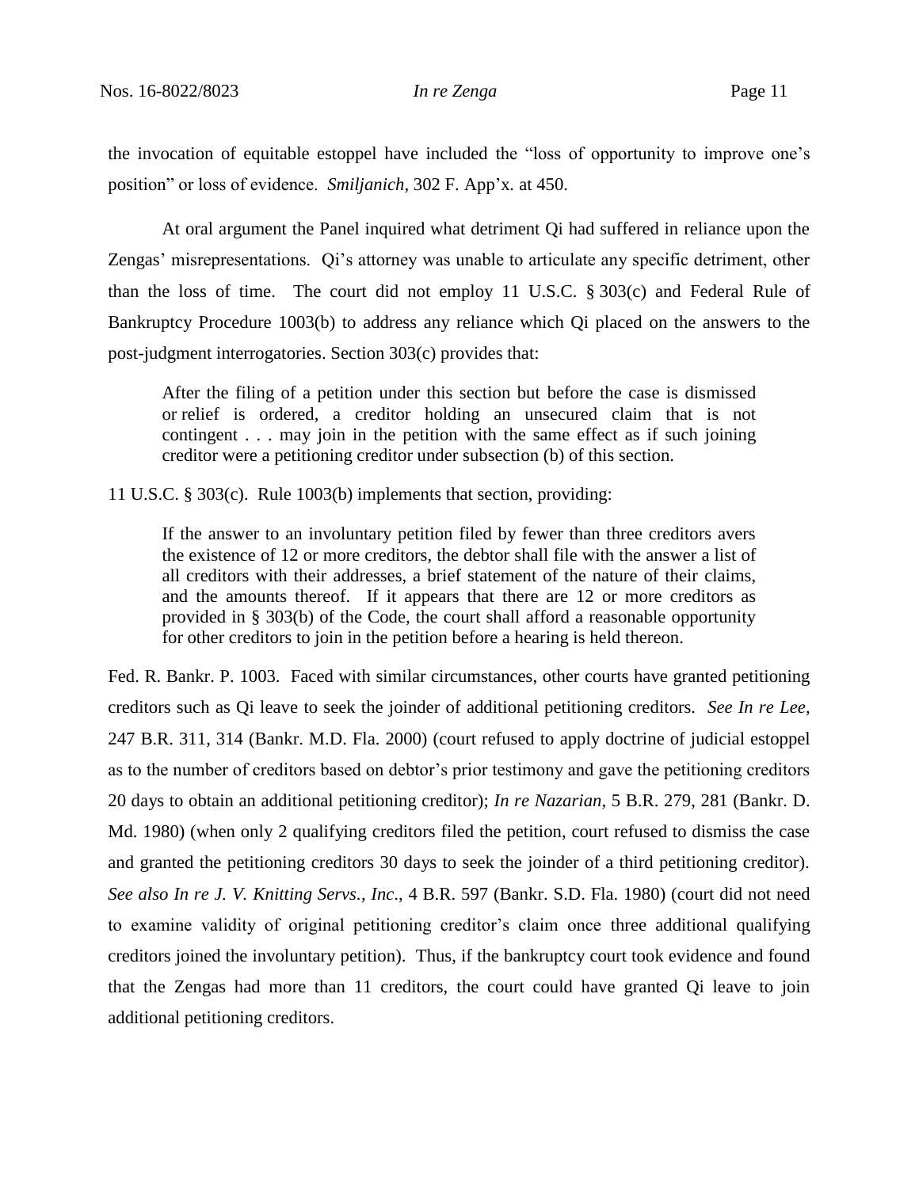the invocation of equitable estoppel have included the "loss of opportunity to improve one's position" or loss of evidence. *Smiljanich*, 302 F. App'x. at 450.

At oral argument the Panel inquired what detriment Qi had suffered in reliance upon the Zengas' misrepresentations. Qi's attorney was unable to articulate any specific detriment, other than the loss of time. The court did not employ 11 U.S.C. § 303(c) and Federal Rule of Bankruptcy Procedure 1003(b) to address any reliance which Qi placed on the answers to the post-judgment interrogatories. Section 303(c) provides that:

> After the filing of a petition under this section but before the case is dismissed or relief is ordered, a creditor holding an unsecured claim that is not contingent . . . may join in the petition with the same effect as if such joining creditor were a petitioning creditor under subsection (b) of this section.

11 U.S.C. § 303(c). Rule 1003(b) implements that section, providing:

> If the answer to an involuntary petition filed by fewer than three creditors avers the existence of 12 or more creditors, the debtor shall file with the answer a list of all creditors with their addresses, a brief statement of the nature of their claims, and the amounts thereof. If it appears that there are 12 or more creditors as provided in § 303(b) of the Code, the court shall afford a reasonable opportunity for other creditors to join in the petition before a hearing is held thereon.

Fed. R. Bankr. P. 1003. Faced with similar circumstances, other courts have granted petitioning creditors such as Qi leave to seek the joinder of additional petitioning creditors. *See In re Lee*, 247 B.R. 311, 314 (Bankr. M.D. Fla. 2000) (court refused to apply doctrine of judicial estoppel as to the number of creditors based on debtor's prior testimony and gave the petitioning creditors 20 days to obtain an additional petitioning creditor); *In re Nazarian*, 5 B.R. 279, 281 (Bankr. D. Md. 1980) (when only 2 qualifying creditors filed the petition, court refused to dismiss the case and granted the petitioning creditors 30 days to seek the joinder of a third petitioning creditor). *See also In re J. V. Knitting Servs., Inc.*, 4 B.R. 597 (Bankr. S.D. Fla. 1980) (court did not need to examine validity of original petitioning creditor's claim once three additional qualifying creditors joined the involuntary petition). Thus, if the bankruptcy court took evidence and found that the Zengas had more than 11 creditors, the court could have granted Qi leave to join additional petitioning creditors.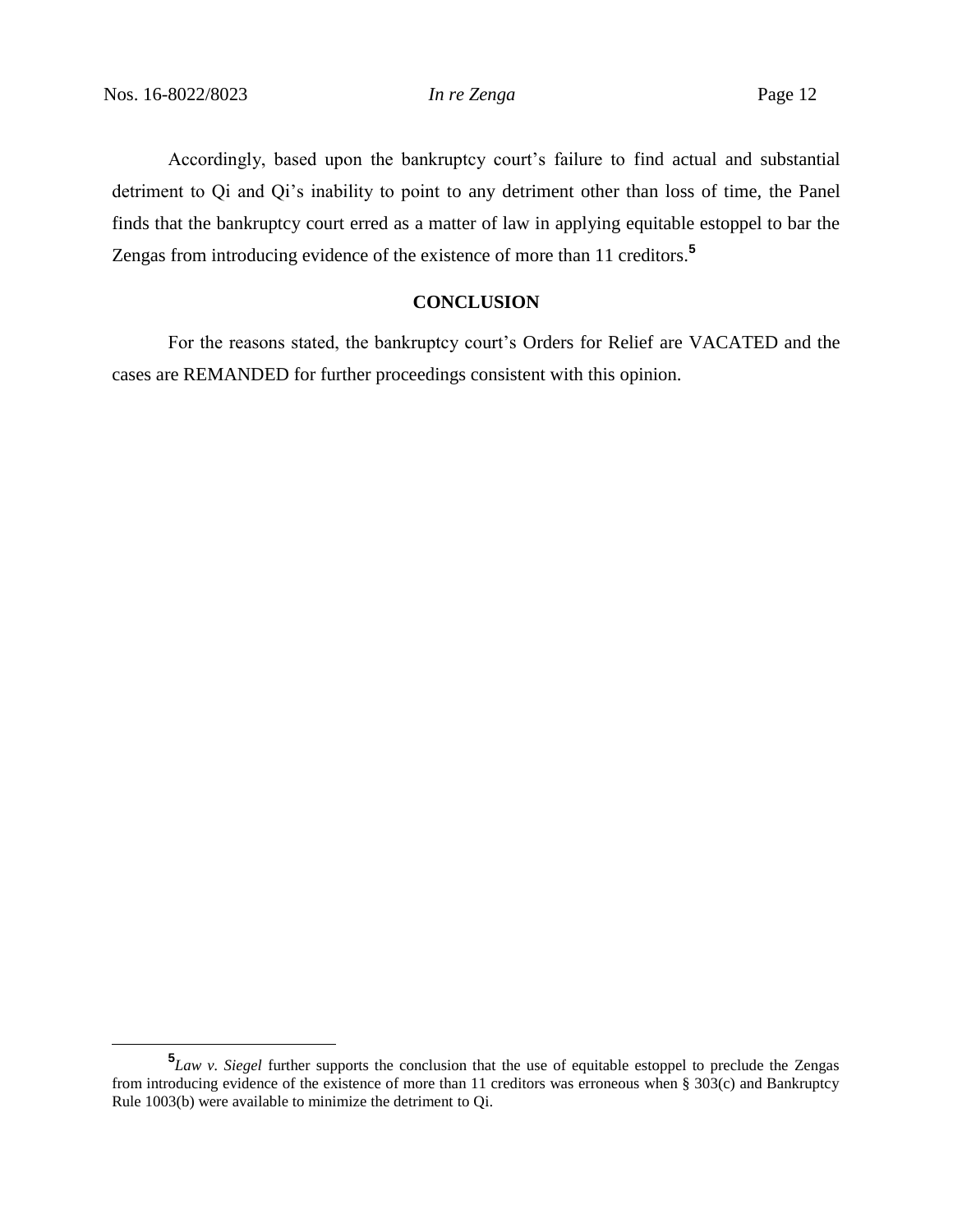Accordingly, based upon the bankruptcy court's failure to find actual and substantial detriment to Qi and Qi's inability to point to any detriment other than loss of time, the Panel finds that the bankruptcy court erred as a matter of law in applying equitable estoppel to bar the Zengas from introducing evidence of the existence of more than 11 creditors.[5]

## CONCLUSION

For the reasons stated, the bankruptcy court's Orders for Relief are VACATED and the cases are REMANDED for further proceedings consistent with this opinion.

---

[5]*Law v. Siegel* further supports the conclusion that the use of equitable estoppel to preclude the Zengas from introducing evidence of the existence of more than 11 creditors was erroneous when § 303(c) and Bankruptcy Rule 1003(b) were available to minimize the detriment to Qi.